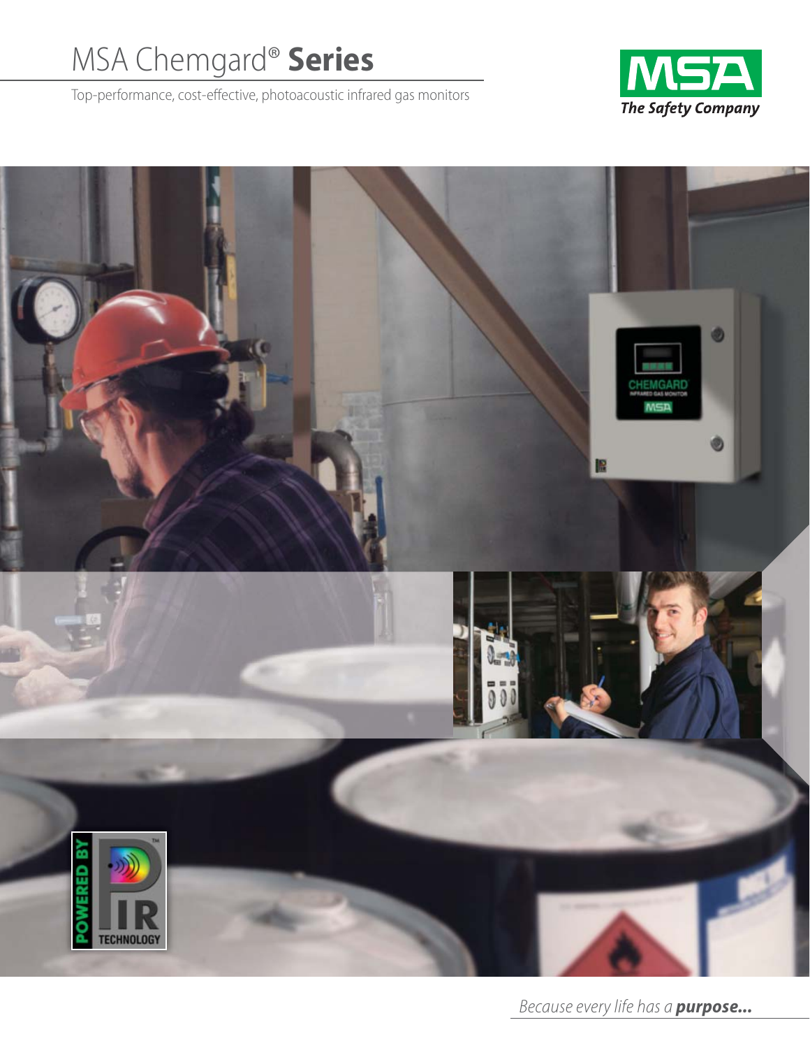# MSA Chemgard® **Series**

Top-performance, cost-effective, photoacoustic infrared gas monitors

MSA

*The Safety Company*

*Because every life has a **purpose...***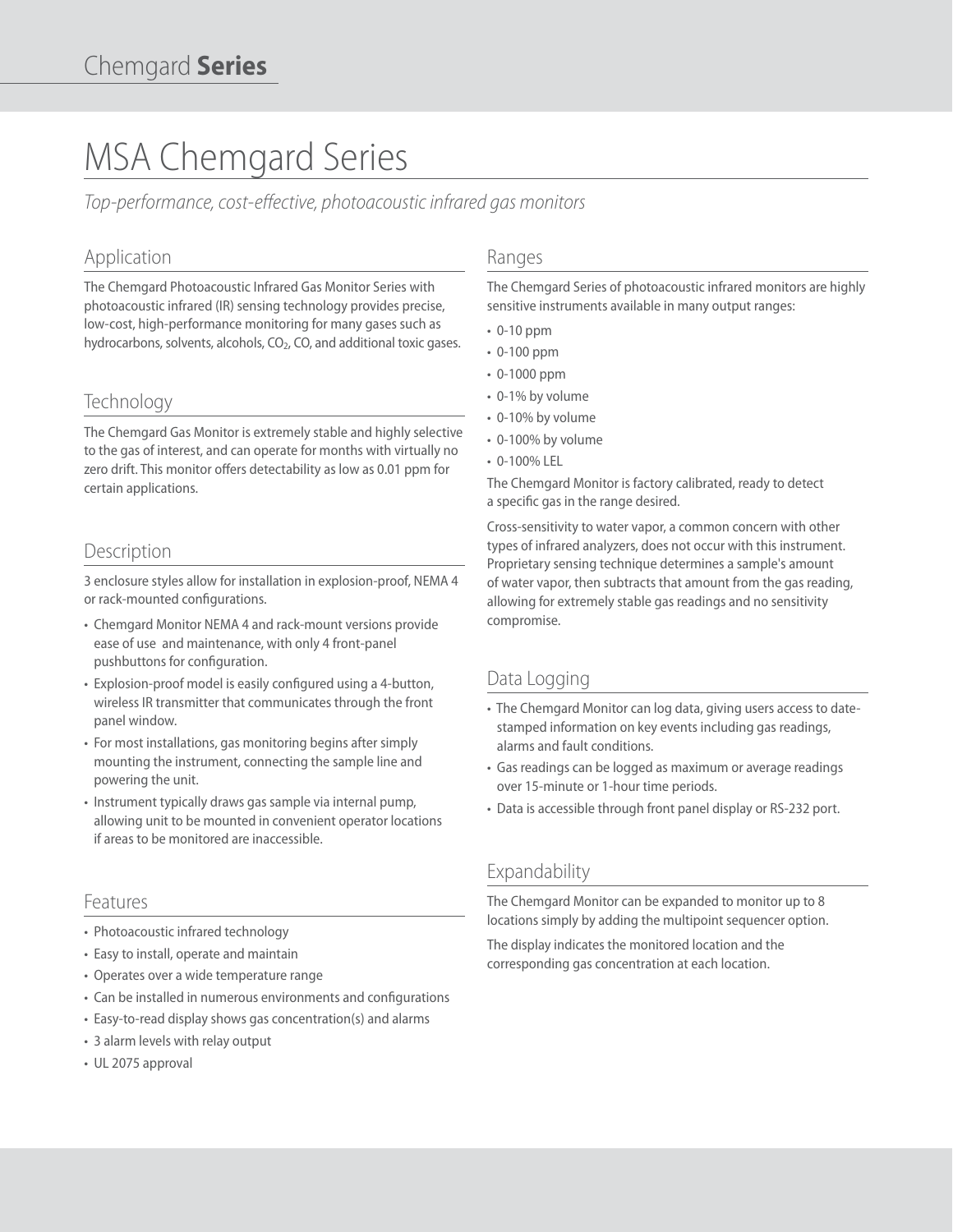# MSA Chemgard Series

*Top-performance, cost-effective, photoacoustic infrared gas monitors*

## Application

The Chemgard Photoacoustic Infrared Gas Monitor Series with photoacoustic infrared (IR) sensing technology provides precise, low-cost, high-performance monitoring for many gases such as hydrocarbons, solvents, alcohols, $CO_2$, CO, and additional toxic gases.

## Technology

The Chemgard Gas Monitor is extremely stable and highly selective to the gas of interest, and can operate for months with virtually no zero drift. This monitor offers detectability as low as 0.01 ppm for certain applications.

## Description

3 enclosure styles allow for installation in explosion-proof, NEMA 4 or rack-mounted configurations.

- Chemgard Monitor NEMA 4 and rack-mount versions provide ease of use and maintenance, with only 4 front-panel pushbuttons for configuration.
- Explosion-proof model is easily configured using a 4-button, wireless IR transmitter that communicates through the front panel window.
- For most installations, gas monitoring begins after simply mounting the instrument, connecting the sample line and powering the unit.
- Instrument typically draws gas sample via internal pump, allowing unit to be mounted in convenient operator locations if areas to be monitored are inaccessible.

## Features

- Photoacoustic infrared technology
- Easy to install, operate and maintain
- Operates over a wide temperature range
- Can be installed in numerous environments and configurations
- Easy-to-read display shows gas concentration(s) and alarms
- 3 alarm levels with relay output
- UL 2075 approval

## Ranges

The Chemgard Series of photoacoustic infrared monitors are highly sensitive instruments available in many output ranges:

- 0-10 ppm
- 0-100 ppm
- 0-1000 ppm
- 0-1% by volume
- 0-10% by volume
- 0-100% by volume
- 0-100% LEL

The Chemgard Monitor is factory calibrated, ready to detect a specific gas in the range desired.

Cross-sensitivity to water vapor, a common concern with other types of infrared analyzers, does not occur with this instrument. Proprietary sensing technique determines a sample's amount of water vapor, then subtracts that amount from the gas reading, allowing for extremely stable gas readings and no sensitivity compromise.

## Data Logging

- The Chemgard Monitor can log data, giving users access to date-stamped information on key events including gas readings, alarms and fault conditions.
- Gas readings can be logged as maximum or average readings over 15-minute or 1-hour time periods.
- Data is accessible through front panel display or RS-232 port.

## Expandability

The Chemgard Monitor can be expanded to monitor up to 8 locations simply by adding the multipoint sequencer option.

The display indicates the monitored location and the corresponding gas concentration at each location.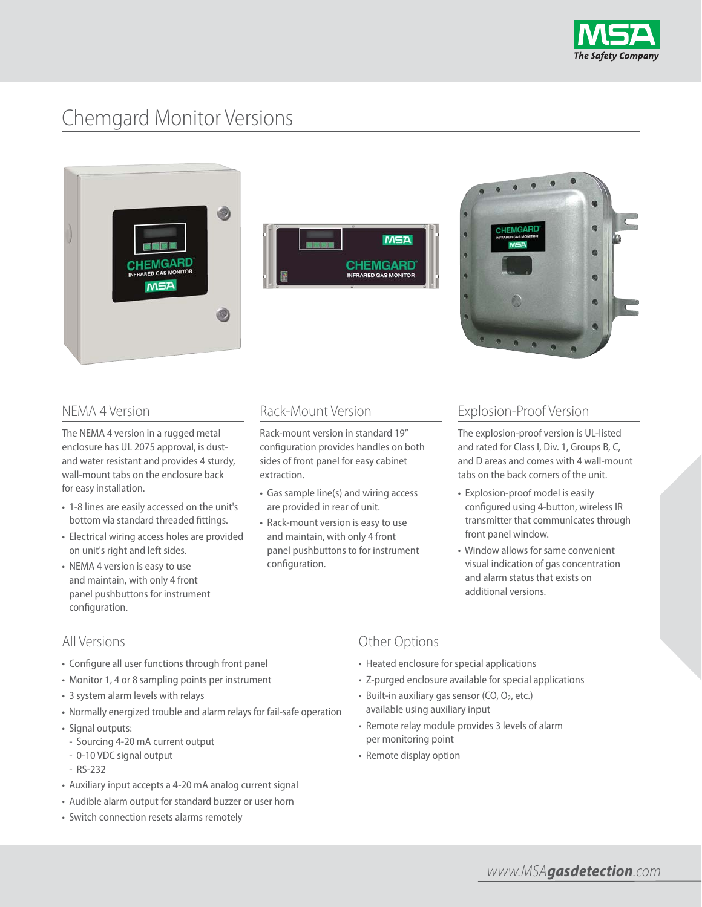# Chemgard Monitor Versions

## NEMA 4 Version

The NEMA 4 version in a rugged metal enclosure has UL 2075 approval, is dust- and water resistant and provides 4 sturdy, wall-mount tabs on the enclosure back for easy installation.

- 1-8 lines are easily accessed on the unit's bottom via standard threaded fittings.
- Electrical wiring access holes are provided on unit's right and left sides.
- NEMA 4 version is easy to use and maintain, with only 4 front panel pushbuttons for instrument configuration.

## Rack-Mount Version

Rack-mount version in standard 19" configuration provides handles on both sides of front panel for easy cabinet extraction.

- Gas sample line(s) and wiring access are provided in rear of unit.
- Rack-mount version is easy to use and maintain, with only 4 front panel pushbuttons to for instrument configuration.

## Explosion-Proof Version

The explosion-proof version is UL-listed and rated for Class I, Div. 1, Groups B, C, and D areas and comes with 4 wall-mount tabs on the back corners of the unit.

- Explosion-proof model is easily configured using 4-button, wireless IR transmitter that communicates through front panel window.
- Window allows for same convenient visual indication of gas concentration and alarm status that exists on additional versions.

## All Versions

- Configure all user functions through front panel
- Monitor 1, 4 or 8 sampling points per instrument
- 3 system alarm levels with relays
- Normally energized trouble and alarm relays for fail-safe operation
- Signal outputs:
  - Sourcing 4-20 mA current output
  - 0-10 VDC signal output
  - RS-232
- Auxiliary input accepts a 4-20 mA analog current signal
- Audible alarm output for standard buzzer or user horn
- Switch connection resets alarms remotely

## Other Options

- Heated enclosure for special applications
- Z-purged enclosure available for special applications
- Built-in auxiliary gas sensor (CO, $O_2$, etc.) available using auxiliary input
- Remote relay module provides 3 levels of alarm per monitoring point
- Remote display option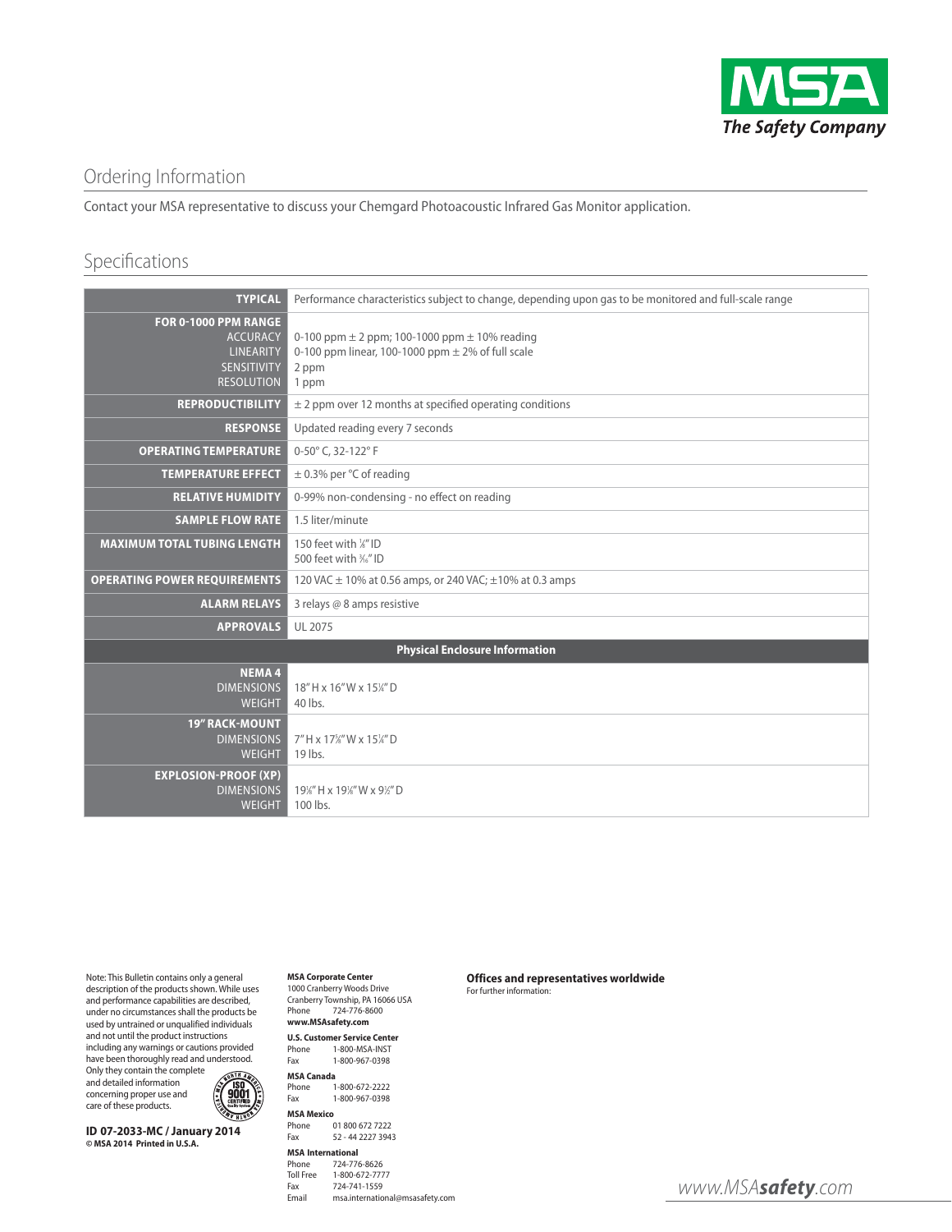MSA
*The Safety Company*

## Ordering Information

Contact your MSA representative to discuss your Chemgard Photoacoustic Infrared Gas Monitor application.

## Specifications

| | |
|---|---|
| **TYPICAL** | Performance characteristics subject to change, depending upon gas to be monitored and full-scale range |
| **FOR 0-1000 PPM RANGE**<br>ACCURACY<br>LINEARITY<br>SENSITIVITY<br>RESOLUTION | <br>0-100 ppm ± 2 ppm; 100-1000 ppm ± 10% reading<br>0-100 ppm linear, 100-1000 ppm ± 2% of full scale<br>2 ppm<br>1 ppm |
| **REPRODUCTIBILITY** | ± 2 ppm over 12 months at specified operating conditions |
| **RESPONSE** | Updated reading every 7 seconds |
| **OPERATING TEMPERATURE** | 0-50° C, 32-122° F |
| **TEMPERATURE EFFECT** | ± 0.3% per °C of reading |
| **RELATIVE HUMIDITY** | 0-99% non-condensing - no effect on reading |
| **SAMPLE FLOW RATE** | 1.5 liter/minute |
| **MAXIMUM TOTAL TUBING LENGTH** | 150 feet with ⅛" ID<br>500 feet with 3/16" ID |
| **OPERATING POWER REQUIREMENTS** | 120 VAC ± 10% at 0.56 amps, or 240 VAC; ±10% at 0.3 amps |
| **ALARM RELAYS** | 3 relays @ 8 amps resistive |
| **APPROVALS** | UL 2075 |
| **Physical Enclosure Information** | |
| **NEMA 4**<br>DIMENSIONS<br>WEIGHT | <br>18" H x 16" W x 15¼" D<br>40 lbs. |
| **19" RACK-MOUNT**<br>DIMENSIONS<br>WEIGHT | <br>7" H x 17⅝" W x 15¼" D<br>19 lbs. |
| **EXPLOSION-PROOF (XP)**<br>DIMENSIONS<br>WEIGHT | <br>19⅛" H x 19⅛" W x 9½" D<br>100 lbs. |

Note: This Bulletin contains only a general description of the products shown. While uses and performance capabilities are described, under no circumstances shall the products be used by untrained or unqualified individuals and not until the product instructions including any warnings or cautions provided have been thoroughly read and understood. Only they contain the complete and detailed information concerning proper use and care of these products.

**ID 07-2033-MC / January 2014**
**© MSA 2014 Printed in U.S.A.**

**MSA Corporate Center**
1000 Cranberry Woods Drive
Cranberry Township, PA 16066 USA
Phone 724-776-8600
**www.MSAsafety.com**

**U.S. Customer Service Center**
Phone 1-800-MSA-INST
Fax 1-800-967-0398

**MSA Canada**
Phone 1-800-672-2222
Fax 1-800-967-0398

**MSA Mexico**
Phone 01 800 672 7222
Fax 52 - 44 2227 3943

**MSA International**
Phone 724-776-8626
Toll Free 1-800-672-7777
Fax 724-741-1559
Email msa.international@msasafety.com

**Offices and representatives worldwide**
For further information:

www.MSA*safety*.com